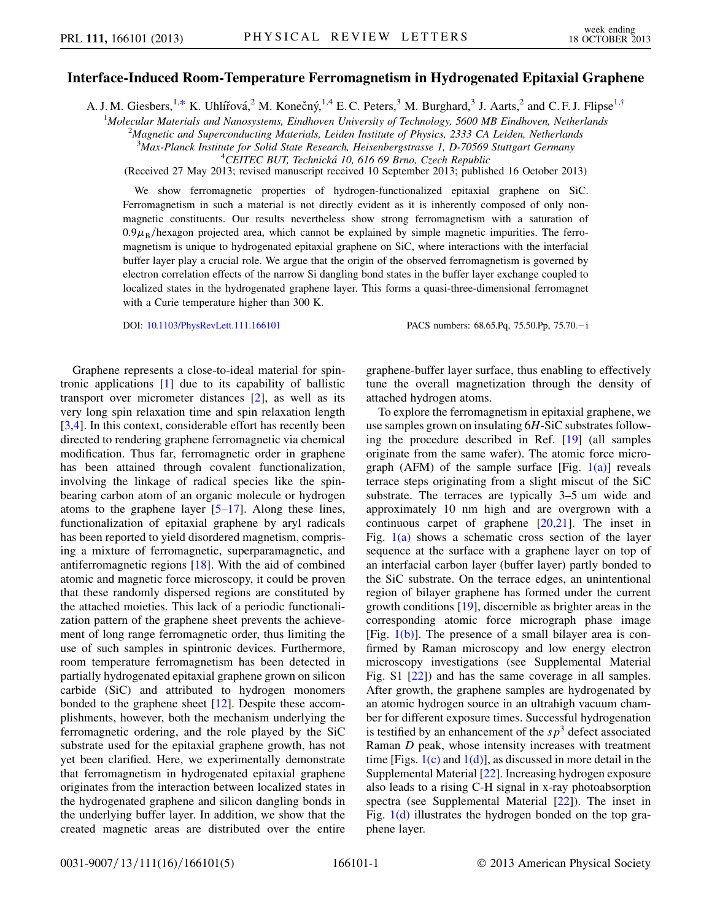# Interface-Induced Room-Temperature Ferromagnetism in Hydrogenated Epitaxial Graphene

A. J. M. Giesbers,[1,*] K. Uhlířová,[2] M. Konečný,[1,4] E. C. Peters,[3] M. Burghard,[3] J. Aarts,[2] and C. F. J. Flipse[1,†]

[1]*Molecular Materials and Nanosystems, Eindhoven University of Technology, 5600 MB Eindhoven, Netherlands*
[2]*Magnetic and Superconducting Materials, Leiden Institute of Physics, 2333 CA Leiden, Netherlands*
[3]*Max-Planck Institute for Solid State Research, Heisenbergstrasse 1, D-70569 Stuttgart Germany*
[4]*CEITEC BUT, Technická 10, 616 69 Brno, Czech Republic*

(Received 27 May 2013; revised manuscript received 10 September 2013; published 16 October 2013)

We show ferromagnetic properties of hydrogen-functionalized epitaxial graphene on SiC. Ferromagnetism in such a material is not directly evident as it is inherently composed of only nonmagnetic constituents. Our results nevertheless show strong ferromagnetism with a saturation of $0.9\mu_B$/hexagon projected area, which cannot be explained by simple magnetic impurities. The ferromagnetism is unique to hydrogenated epitaxial graphene on SiC, where interactions with the interfacial buffer layer play a crucial role. We argue that the origin of the observed ferromagnetism is governed by electron correlation effects of the narrow Si dangling bond states in the buffer layer exchange coupled to localized states in the hydrogenated graphene layer. This forms a quasi-three-dimensional ferromagnet with a Curie temperature higher than 300 K.

DOI: 10.1103/PhysRevLett.111.166101 PACS numbers: 68.65.Pq, 75.50.Pp, 75.70.−i

Graphene represents a close-to-ideal material for spintronic applications [1] due to its capability of ballistic transport over micrometer distances [2], as well as its very long spin relaxation time and spin relaxation length [3,4]. In this context, considerable effort has recently been directed to rendering graphene ferromagnetic via chemical modification. Thus far, ferromagnetic order in graphene has been attained through covalent functionalization, involving the linkage of radical species like the spin-bearing carbon atom of an organic molecule or hydrogen atoms to the graphene layer [5–17]. Along these lines, functionalization of epitaxial graphene by aryl radicals has been reported to yield disordered magnetism, comprising a mixture of ferromagnetic, superparamagnetic, and antiferromagnetic regions [18]. With the aid of combined atomic and magnetic force microscopy, it could be proven that these randomly dispersed regions are constituted by the attached moieties. This lack of a periodic functionalization pattern of the graphene sheet prevents the achievement of long range ferromagnetic order, thus limiting the use of such samples in spintronic devices. Furthermore, room temperature ferromagnetism has been detected in partially hydrogenated epitaxial graphene grown on silicon carbide (SiC) and attributed to hydrogen monomers bonded to the graphene sheet [12]. Despite these accomplishments, however, both the mechanism underlying the ferromagnetic ordering, and the role played by the SiC substrate used for the epitaxial graphene growth, has not yet been clarified. Here, we experimentally demonstrate that ferromagnetism in hydrogenated epitaxial graphene originates from the interaction between localized states in the hydrogenated graphene and silicon dangling bonds in the underlying buffer layer. In addition, we show that the created magnetic areas are distributed over the entire graphene-buffer layer surface, thus enabling to effectively tune the overall magnetization through the density of attached hydrogen atoms.

To explore the ferromagnetism in epitaxial graphene, we use samples grown on insulating 6*H*-SiC substrates following the procedure described in Ref. [19] (all samples originate from the same wafer). The atomic force micrograph (AFM) of the sample surface [Fig. 1(a)] reveals terrace steps originating from a slight miscut of the SiC substrate. The terraces are typically 3–5 um wide and approximately 10 nm high and are overgrown with a continuous carpet of graphene [20,21]. The inset in Fig. 1(a) shows a schematic cross section of the layer sequence at the surface with a graphene layer on top of an interfacial carbon layer (buffer layer) partly bonded to the SiC substrate. On the terrace edges, an unintentional region of bilayer graphene has formed under the current growth conditions [19], discernible as brighter areas in the corresponding atomic force micrograph phase image [Fig. 1(b)]. The presence of a small bilayer area is confirmed by Raman microscopy and low energy electron microscopy investigations (see Supplemental Material Fig. S1 [22]) and has the same coverage in all samples. After growth, the graphene samples are hydrogenated by an atomic hydrogen source in an ultrahigh vacuum chamber for different exposure times. Successful hydrogenation is testified by an enhancement of the $sp^3$ defect associated Raman *D* peak, whose intensity increases with treatment time [Figs. 1(c) and 1(d)], as discussed in more detail in the Supplemental Material [22]. Increasing hydrogen exposure also leads to a rising C-H signal in x-ray photoabsorption spectra (see Supplemental Material [22]). The inset in Fig. 1(d) illustrates the hydrogen bonded on the top graphene layer.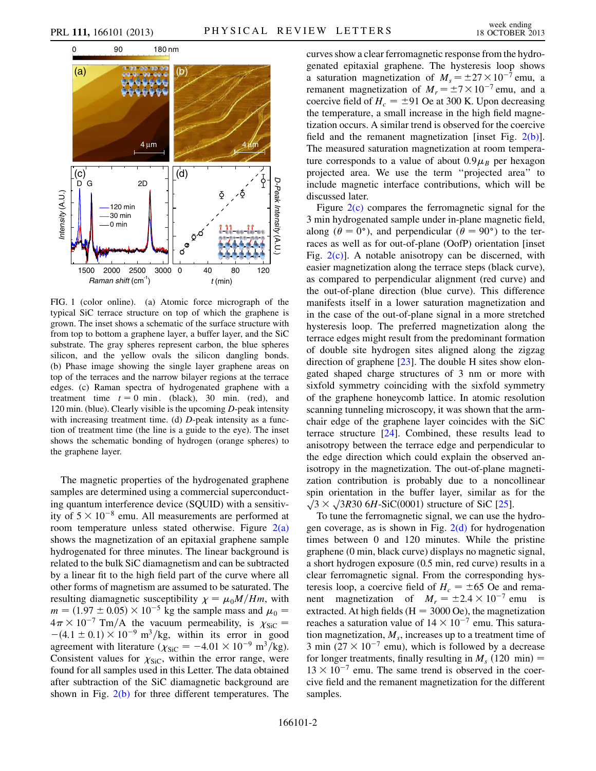FIG. 1 (color online). (a) Atomic force micrograph of the typical SiC terrace structure on top of which the graphene is grown. The inset shows a schematic of the surface structure with from top to bottom a graphene layer, a buffer layer, and the SiC substrate. The gray spheres represent carbon, the blue spheres silicon, and the yellow ovals the silicon dangling bonds. (b) Phase image showing the single layer graphene areas on top of the terraces and the narrow bilayer regions at the terrace edges. (c) Raman spectra of hydrogenated graphene with a treatment time $t = 0$ min. (black), 30 min. (red), and 120 min. (blue). Clearly visible is the upcoming $D$-peak intensity with increasing treatment time. (d) $D$-peak intensity as a function of treatment time (the line is a guide to the eye). The inset shows the schematic bonding of hydrogen (orange spheres) to the graphene layer.

The magnetic properties of the hydrogenated graphene samples are determined using a commercial superconducting quantum interference device (SQUID) with a sensitivity of $5 \times 10^{-8}$ emu. All measurements are performed at room temperature unless stated otherwise. Figure 2(a) shows the magnetization of an epitaxial graphene sample hydrogenated for three minutes. The linear background is related to the bulk SiC diamagnetism and can be subtracted by a linear fit to the high field part of the curve where all other forms of magnetism are assumed to be saturated. The resulting diamagnetic susceptibility $\chi = \mu_0 M/Hm$, with $m = (1.97 \pm 0.05) \times 10^{-5}$ kg the sample mass and $\mu_0 = 4\pi \times 10^{-7}$ Tm/A the vacuum permeability, is $\chi_{\mathrm{SiC}} = -(4.1 \pm 0.1) \times 10^{-9}$ m$^3$/kg, within its error in good agreement with literature ($\chi_{\mathrm{SiC}} = -4.01 \times 10^{-9}$ m$^3$/kg). Consistent values for $\chi_{\mathrm{SiC}}$, within the error range, were found for all samples used in this Letter. The data obtained after subtraction of the SiC diamagnetic background are shown in Fig. 2(b) for three different temperatures. The curves show a clear ferromagnetic response from the hydrogenated epitaxial graphene. The hysteresis loop shows a saturation magnetization of $M_s = \pm 27 \times 10^{-7}$ emu, a remanent magnetization of $M_r = \pm 7 \times 10^{-7}$ emu, and a coercive field of $H_c = \pm 91$ Oe at 300 K. Upon decreasing the temperature, a small increase in the high field magnetization occurs. A similar trend is observed for the coercive field and the remanent magnetization [inset Fig. 2(b)]. The measured saturation magnetization at room temperature corresponds to a value of about $0.9\mu_B$ per hexagon projected area. We use the term "projected area" to include magnetic interface contributions, which will be discussed later.

Figure 2(c) compares the ferromagnetic signal for the 3 min hydrogenated sample under in-plane magnetic field, along ($\theta = 0°$), and perpendicular ($\theta = 90°$) to the terraces as well as for out-of-plane (OofP) orientation [inset Fig. 2(c)]. A notable anisotropy can be discerned, with easier magnetization along the terrace steps (black curve), as compared to perpendicular alignment (red curve) and the out-of-plane direction (blue curve). This difference manifests itself in a lower saturation magnetization and in the case of the out-of-plane signal in a more stretched hysteresis loop. The preferred magnetization along the terrace edges might result from the predominant formation of double site hydrogen sites aligned along the zigzag direction of graphene [23]. The double H sites show elongated shaped charge structures of 3 nm or more with sixfold symmetry coinciding with the sixfold symmetry of the graphene honeycomb lattice. In atomic resolution scanning tunneling microscopy, it was shown that the armchair edge of the graphene layer coincides with the SiC terrace structure [24]. Combined, these results lead to anisotropy between the terrace edge and perpendicular to the edge direction which could explain the observed anisotropy in the magnetization. The out-of-plane magnetization contribution is probably due to a noncollinear spin orientation in the buffer layer, similar as for the $\sqrt{3} \times \sqrt{3}R30$ 6$H$-SiC(0001) structure of SiC [25].

To tune the ferromagnetic signal, we can use the hydrogen coverage, as is shown in Fig. 2(d) for hydrogenation times between 0 and 120 minutes. While the pristine graphene (0 min, black curve) displays no magnetic signal, a short hydrogen exposure (0.5 min, red curve) results in a clear ferromagnetic signal. From the corresponding hysteresis loop, a coercive field of $H_c = \pm 65$ Oe and remanent magnetization of $M_r = \pm 2.4 \times 10^{-7}$ emu is extracted. At high fields (H = 3000 Oe), the magnetization reaches a saturation value of $14 \times 10^{-7}$ emu. This saturation magnetization, $M_s$, increases up to a treatment time of 3 min ($27 \times 10^{-7}$ emu), which is followed by a decrease for longer treatments, finally resulting in $M_s$ (120 min) = $13 \times 10^{-7}$ emu. The same trend is observed in the coercive field and the remanent magnetization for the different samples.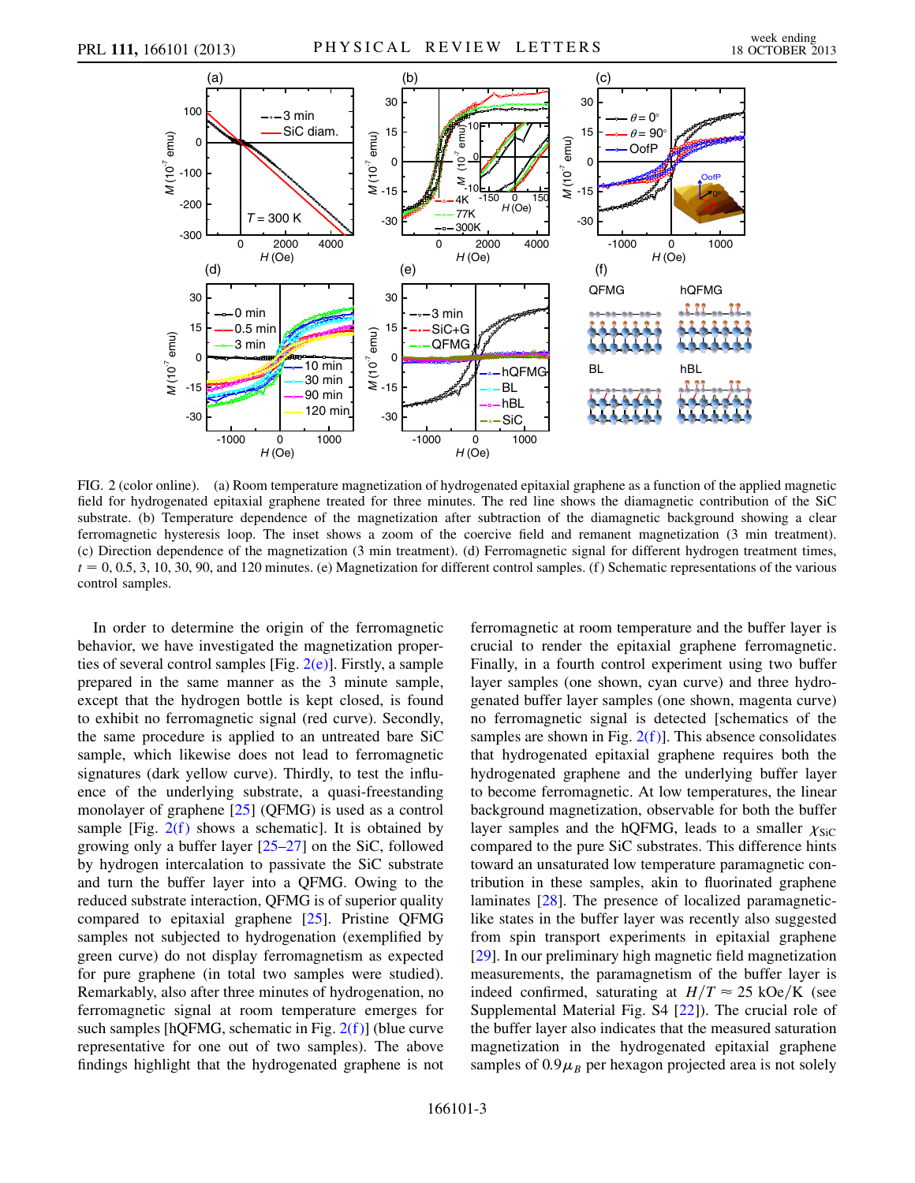FIG. 2 (color online). (a) Room temperature magnetization of hydrogenated epitaxial graphene as a function of the applied magnetic field for hydrogenated epitaxial graphene treated for three minutes. The red line shows the diamagnetic contribution of the SiC substrate. (b) Temperature dependence of the magnetization after subtraction of the diamagnetic background showing a clear ferromagnetic hysteresis loop. The inset shows a zoom of the coercive field and remanent magnetization (3 min treatment). (c) Direction dependence of the magnetization (3 min treatment). (d) Ferromagnetic signal for different hydrogen treatment times, $t = 0$, 0.5, 3, 10, 30, 90, and 120 minutes. (e) Magnetization for different control samples. (f) Schematic representations of the various control samples.

In order to determine the origin of the ferromagnetic behavior, we have investigated the magnetization properties of several control samples [Fig. 2(e)]. Firstly, a sample prepared in the same manner as the 3 minute sample, except that the hydrogen bottle is kept closed, is found to exhibit no ferromagnetic signal (red curve). Secondly, the same procedure is applied to an untreated bare SiC sample, which likewise does not lead to ferromagnetic signatures (dark yellow curve). Thirdly, to test the influence of the underlying substrate, a quasi-freestanding monolayer of graphene [25] (QFMG) is used as a control sample [Fig. 2(f) shows a schematic]. It is obtained by growing only a buffer layer [25–27] on the SiC, followed by hydrogen intercalation to passivate the SiC substrate and turn the buffer layer into a QFMG. Owing to the reduced substrate interaction, QFMG is of superior quality compared to epitaxial graphene [25]. Pristine QFMG samples not subjected to hydrogenation (exemplified by green curve) do not display ferromagnetism as expected for pure graphene (in total two samples were studied). Remarkably, also after three minutes of hydrogenation, no ferromagnetic signal at room temperature emerges for such samples [hQFMG, schematic in Fig. 2(f)] (blue curve representative for one out of two samples). The above findings highlight that the hydrogenated graphene is not ferromagnetic at room temperature and the buffer layer is crucial to render the epitaxial graphene ferromagnetic. Finally, in a fourth control experiment using two buffer layer samples (one shown, cyan curve) and three hydrogenated buffer layer samples (one shown, magenta curve) no ferromagnetic signal is detected [schematics of the samples are shown in Fig. 2(f)]. This absence consolidates that hydrogenated epitaxial graphene requires both the hydrogenated graphene and the underlying buffer layer to become ferromagnetic. At low temperatures, the linear background magnetization, observable for both the buffer layer samples and the hQFMG, leads to a smaller $\chi_{\mathrm{SiC}}$ compared to the pure SiC substrates. This difference hints toward an unsaturated low temperature paramagnetic contribution in these samples, akin to fluorinated graphene laminates [28]. The presence of localized paramagnetic-like states in the buffer layer was recently also suggested from spin transport experiments in epitaxial graphene [29]. In our preliminary high magnetic field magnetization measurements, the paramagnetism of the buffer layer is indeed confirmed, saturating at $H/T \approx 25$ kOe/K (see Supplemental Material Fig. S4 [22]). The crucial role of the buffer layer also indicates that the measured saturation magnetization in the hydrogenated epitaxial graphene samples of $0.9\mu_B$ per hexagon projected area is not solely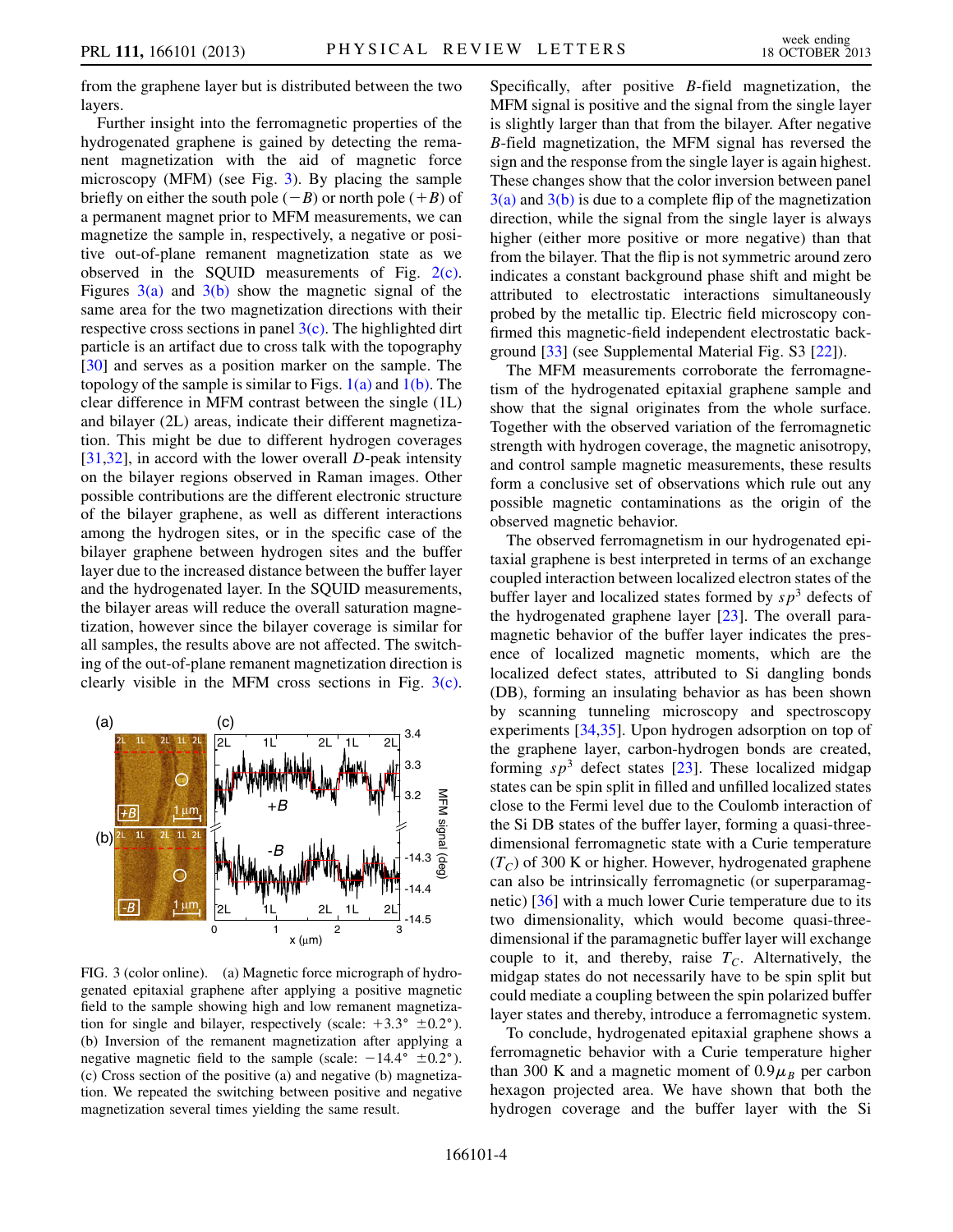from the graphene layer but is distributed between the two layers.

Further insight into the ferromagnetic properties of the hydrogenated graphene is gained by detecting the remanent magnetization with the aid of magnetic force microscopy (MFM) (see Fig. 3). By placing the sample briefly on either the south pole ($-B$) or north pole ($+B$) of a permanent magnet prior to MFM measurements, we can magnetize the sample in, respectively, a negative or positive out-of-plane remanent magnetization state as we observed in the SQUID measurements of Fig. 2(c). Figures 3(a) and 3(b) show the magnetic signal of the same area for the two magnetization directions with their respective cross sections in panel 3(c). The highlighted dirt particle is an artifact due to cross talk with the topography [30] and serves as a position marker on the sample. The topology of the sample is similar to Figs. 1(a) and 1(b). The clear difference in MFM contrast between the single (1L) and bilayer (2L) areas, indicate their different magnetization. This might be due to different hydrogen coverages [31,32], in accord with the lower overall $D$-peak intensity on the bilayer regions observed in Raman images. Other possible contributions are the different electronic structure of the bilayer graphene, as well as different interactions among the hydrogen sites, or in the specific case of the bilayer graphene between hydrogen sites and the buffer layer due to the increased distance between the buffer layer and the hydrogenated layer. In the SQUID measurements, the bilayer areas will reduce the overall saturation magnetization, however since the bilayer coverage is similar for all samples, the results above are not affected. The switching of the out-of-plane remanent magnetization direction is clearly visible in the MFM cross sections in Fig. 3(c).

FIG. 3 (color online). (a) Magnetic force micrograph of hydrogenated epitaxial graphene after applying a positive magnetic field to the sample showing high and low remanent magnetization for single and bilayer, respectively (scale: $+3.3° \pm 0.2°$). (b) Inversion of the remanent magnetization after applying a negative magnetic field to the sample (scale: $-14.4° \pm 0.2°$). (c) Cross section of the positive (a) and negative (b) magnetization. We repeated the switching between positive and negative magnetization several times yielding the same result.

Specifically, after positive $B$-field magnetization, the MFM signal is positive and the signal from the single layer is slightly larger than that from the bilayer. After negative $B$-field magnetization, the MFM signal has reversed the sign and the response from the single layer is again highest. These changes show that the color inversion between panel 3(a) and 3(b) is due to a complete flip of the magnetization direction, while the signal from the single layer is always higher (either more positive or more negative) than that from the bilayer. That the flip is not symmetric around zero indicates a constant background phase shift and might be attributed to electrostatic interactions simultaneously probed by the metallic tip. Electric field microscopy confirmed this magnetic-field independent electrostatic background [33] (see Supplemental Material Fig. S3 [22]).

The MFM measurements corroborate the ferromagnetism of the hydrogenated epitaxial graphene sample and show that the signal originates from the whole surface. Together with the observed variation of the ferromagnetic strength with hydrogen coverage, the magnetic anisotropy, and control sample magnetic measurements, these results form a conclusive set of observations which rule out any possible magnetic contaminations as the origin of the observed magnetic behavior.

The observed ferromagnetism in our hydrogenated epitaxial graphene is best interpreted in terms of an exchange coupled interaction between localized electron states of the buffer layer and localized states formed by $sp^3$ defects of the hydrogenated graphene layer [23]. The overall paramagnetic behavior of the buffer layer indicates the presence of localized magnetic moments, which are the localized defect states, attributed to Si dangling bonds (DB), forming an insulating behavior as has been shown by scanning tunneling microscopy and spectroscopy experiments [34,35]. Upon hydrogen adsorption on top of the graphene layer, carbon-hydrogen bonds are created, forming $sp^3$ defect states [23]. These localized midgap states can be spin split in filled and unfilled localized states close to the Fermi level due to the Coulomb interaction of the Si DB states of the buffer layer, forming a quasi-three-dimensional ferromagnetic state with a Curie temperature ($T_C$) of 300 K or higher. However, hydrogenated graphene can also be intrinsically ferromagnetic (or superparamagnetic) [36] with a much lower Curie temperature due to its two dimensionality, which would become quasi-three-dimensional if the paramagnetic buffer layer will exchange couple to it, and thereby, raise $T_C$. Alternatively, the midgap states do not necessarily have to be spin split but could mediate a coupling between the spin polarized buffer layer states and thereby, introduce a ferromagnetic system.

To conclude, hydrogenated epitaxial graphene shows a ferromagnetic behavior with a Curie temperature higher than 300 K and a magnetic moment of $0.9\mu_B$ per carbon hexagon projected area. We have shown that both the hydrogen coverage and the buffer layer with the Si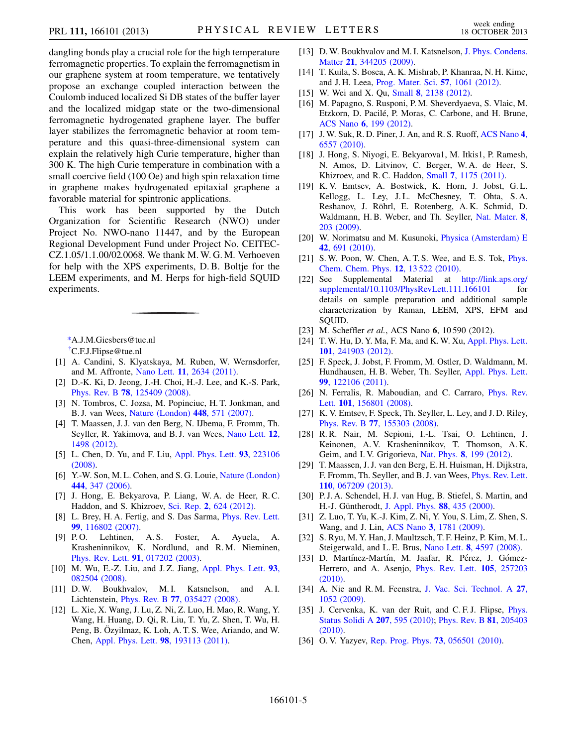dangling bonds play a crucial role for the high temperature ferromagnetic properties. To explain the ferromagnetism in our graphene system at room temperature, we tentatively propose an exchange coupled interaction between the Coulomb induced localized Si DB states of the buffer layer and the localized midgap state or the two-dimensional ferromagnetic hydrogenated graphene layer. The buffer layer stabilizes the ferromagnetic behavior at room temperature and this quasi-three-dimensional system can explain the relatively high Curie temperature, higher than 300 K. The high Curie temperature in combination with a small coercive field (100 Oe) and high spin relaxation time in graphene makes hydrogenated epitaxial graphene a favorable material for spintronic applications.

This work has been supported by the Dutch Organization for Scientific Research (NWO) under Project No. NWO-nano 11447, and by the European Regional Development Fund under Project No. CEITEC-CZ.1.05/1.1.00/02.0068. We thank M. W. G. M. Verhoeven for help with the XPS experiments, D. B. Boltje for the LEEM experiments, and M. Herps for high-field SQUID experiments.

---

*A.J.M.Giesbers@tue.nl

†C.F.J.Flipse@tue.nl

[1] A. Candini, S. Klyatskaya, M. Ruben, W. Wernsdorfer, and M. Affronte, Nano Lett. **11**, 2634 (2011).

[2] D.-K. Ki, D. Jeong, J.-H. Choi, H.-J. Lee, and K.-S. Park, Phys. Rev. B **78**, 125409 (2008).

[3] N. Tombros, C. Jozsa, M. Popinciuc, H. T. Jonkman, and B. J. van Wees, Nature (London) **448**, 571 (2007).

[4] T. Maassen, J. J. van den Berg, N. IJbema, F. Fromm, Th. Seyller, R. Yakimova, and B. J. van Wees, Nano Lett. **12**, 1498 (2012).

[5] L. Chen, D. Yu, and F. Liu, Appl. Phys. Lett. **93**, 223106 (2008).

[6] Y.-W. Son, M. L. Cohen, and S. G. Louie, Nature (London) **444**, 347 (2006).

[7] J. Hong, E. Bekyarova, P. Liang, W. A. de Heer, R. C. Haddon, and S. Khizroev, Sci. Rep. **2**, 624 (2012).

[8] L. Brey, H. A. Fertig, and S. Das Sarma, Phys. Rev. Lett. **99**, 116802 (2007).

[9] P. O. Lehtinen, A. S. Foster, A. Ayuela, A. Krasheninnikov, K. Nordlund, and R. M. Nieminen, Phys. Rev. Lett. **91**, 017202 (2003).

[10] M. Wu, E.-Z. Liu, and J. Z. Jiang, Appl. Phys. Lett. **93**, 082504 (2008).

[11] D. W. Boukhvalov, M. I. Katsnelson, and A. I. Lichtenstein, Phys. Rev. B **77**, 035427 (2008).

[12] L. Xie, X. Wang, J. Lu, Z. Ni, Z. Luo, H. Mao, R. Wang, Y. Wang, H. Huang, D. Qi, R. Liu, T. Yu, Z. Shen, T. Wu, H. Peng, B. Özyilmaz, K. Loh, A. T. S. Wee, Ariando, and W. Chen, Appl. Phys. Lett. **98**, 193113 (2011).

[13] D. W. Boukhvalov and M. I. Katsnelson, J. Phys. Condens. Matter **21**, 344205 (2009).

[14] T. Kuila, S. Bosea, A. K. Mishrab, P. Khanraa, N. H. Kimc, and J. H. Leea, Prog. Mater. Sci. **57**, 1061 (2012).

[15] W. Wei and X. Qu, Small **8**, 2138 (2012).

[16] M. Papagno, S. Rusponi, P. M. Sheverdyaeva, S. Vlaic, M. Etzkorn, D. Pacilé, P. Moras, C. Carbone, and H. Brune, ACS Nano **6**, 199 (2012).

[17] J. W. Suk, R. D. Piner, J. An, and R. S. Ruoff, ACS Nano **4**, 6557 (2010).

[18] J. Hong, S. Niyogi, E. Bekyarova1, M. Itkis1, P. Ramesh, N. Amos, D. Litvinov, C. Berger, W. A. de Heer, S. Khizroev, and R. C. Haddon, Small **7**, 1175 (2011).

[19] K. V. Emtsev, A. Bostwick, K. Horn, J. Jobst, G. L. Kellogg, L. Ley, J. L. McChesney, T. Ohta, S. A. Reshanov, J. Röhrl, E. Rotenberg, A. K. Schmid, D. Waldmann, H. B. Weber, and Th. Seyller, Nat. Mater. **8**, 203 (2009).

[20] W. Norimatsu and M. Kusunoki, Physica (Amsterdam) E **42**, 691 (2010).

[21] S. W. Poon, W. Chen, A. T. S. Wee, and E. S. Tok, Phys. Chem. Chem. Phys. **12**, 13 522 (2010).

[22] See Supplemental Material at http://link.aps.org/supplemental/10.1103/PhysRevLett.111.166101 for details on sample preparation and additional sample characterization by Raman, LEEM, XPS, EFM and SQUID.

[23] M. Scheffler *et al.*, ACS Nano **6**, 10 590 (2012).

[24] T. W. Hu, D. Y. Ma, F. Ma, and K. W. Xu, Appl. Phys. Lett. **101**, 241903 (2012).

[25] F. Speck, J. Jobst, F. Fromm, M. Ostler, D. Waldmann, M. Hundhausen, H. B. Weber, Th. Seyller, Appl. Phys. Lett. **99**, 122106 (2011).

[26] N. Ferralis, R. Maboudian, and C. Carraro, Phys. Rev. Lett. **101**, 156801 (2008).

[27] K. V. Emtsev, F. Speck, Th. Seyller, L. Ley, and J. D. Riley, Phys. Rev. B **77**, 155303 (2008).

[28] R. R. Nair, M. Sepioni, I.-L. Tsai, O. Lehtinen, J. Keinonen, A. V. Krasheninnikov, T. Thomson, A. K. Geim, and I. V. Grigorieva, Nat. Phys. **8**, 199 (2012).

[29] T. Maassen, J. J. van den Berg, E. H. Huisman, H. Dijkstra, F. Fromm, Th. Seyller, and B. J. van Wees, Phys. Rev. Lett. **110**, 067209 (2013).

[30] P. J. A. Schendel, H. J. van Hug, B. Stiefel, S. Martin, and H.-J. Güntherodt, J. Appl. Phys. **88**, 435 (2000).

[31] Z. Luo, T. Yu, K.-J. Kim, Z. Ni, Y. You, S. Lim, Z. Shen, S. Wang, and J. Lin, ACS Nano **3**, 1781 (2009).

[32] S. Ryu, M. Y. Han, J. Maultzsch, T. F. Heinz, P. Kim, M. L. Steigerwald, and L. E. Brus, Nano Lett. **8**, 4597 (2008).

[33] D. Martínez-Martín, M. Jaafar, R. Pérez, J. Gómez-Herrero, and A. Asenjo, Phys. Rev. Lett. **105**, 257203 (2010).

[34] A. Nie and R. M. Feenstra, J. Vac. Sci. Technol. A **27**, 1052 (2009).

[35] J. Cervenka, K. van der Ruit, and C. F. J. Flipse, Phys. Status Solidi A **207**, 595 (2010); Phys. Rev. B **81**, 205403 (2010).

[36] O. V. Yazyev, Rep. Prog. Phys. **73**, 056501 (2010).